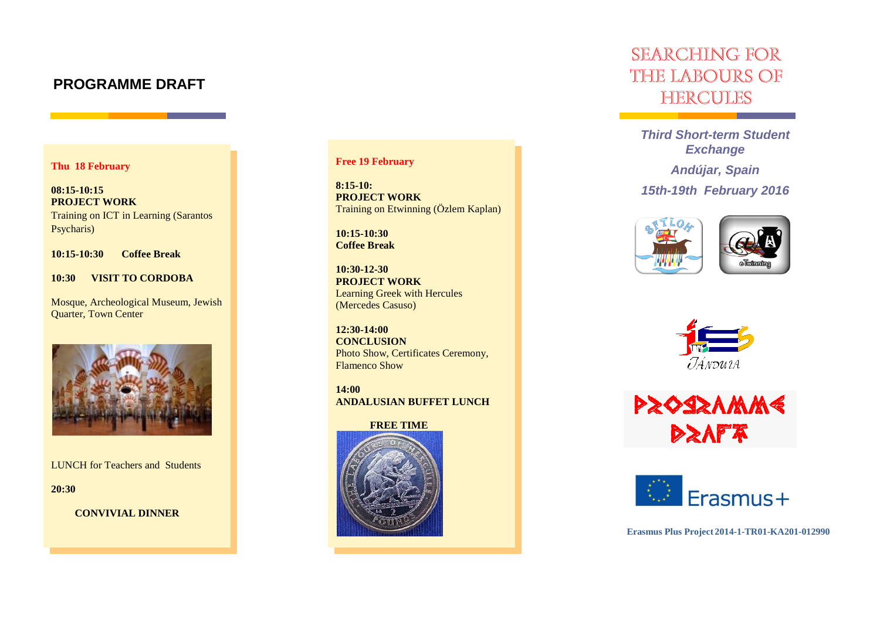## PROGRAMME DRAFT

**Thu 18 February**

**08:15-10:15**
**PROJECT WORK**
Training on ICT in Learning (Sarantos Psycharis)

**10:15-10:30 Coffee Break**

**10:30 VISIT TO CORDOBA**

Mosque, Archeological Museum, Jewish Quarter, Town Center

LUNCH for Teachers and Students

**20:30**

**CONVIVIAL DINNER**

**Free 19 February**

**8:15-10:**
**PROJECT WORK**
Training on Etwinning (Özlem Kaplan)

**10:15-10:30**
**Coffee Break**

**10:30-12-30**
**PROJECT WORK**
Learning Greek with Hercules (Mercedes Casuso)

**12:30-14:00**
**CONCLUSION**
Photo Show, Certificates Ceremony, Flamenco Show

**14:00**
**ANDALUSIAN BUFFET LUNCH**

**FREE TIME**

# SEARCHING FOR THE LABOURS OF HERCULES

***Third Short-term Student Exchange***

***Andújar, Spain***

***15th-19th February 2016***

PROGRAMME DRAFT

Erasmus+

**Erasmus Plus Project 2014-1-TR01-KA201-012990**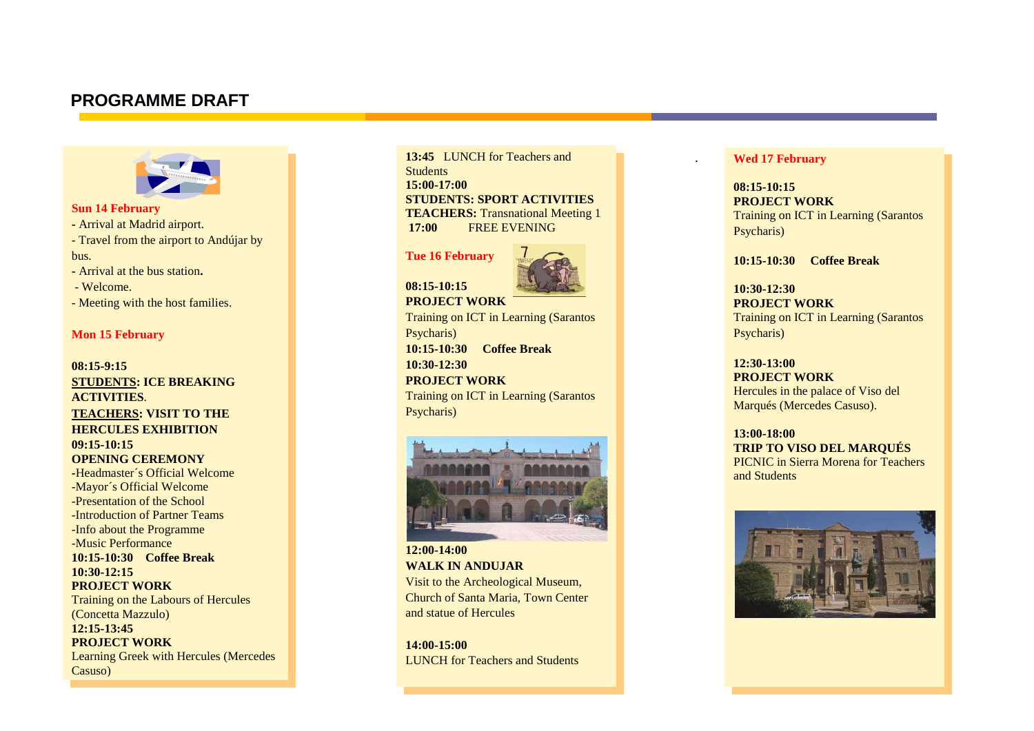# PROGRAMME DRAFT

**Sun 14 February**

- Arrival at Madrid airport.
- Travel from the airport to Andújar by bus.
- Arrival at the bus station.
- Welcome.
- Meeting with the host families.

**Mon 15 February**

**08:15-9:15**
**STUDENTS: ICE BREAKING ACTIVITIES**.
**TEACHERS: VISIT TO THE HERCULES EXHIBITION**
**09:15-10:15**
**OPENING CEREMONY**
-Headmaster´s Official Welcome
-Mayor´s Official Welcome
-Presentation of the School
-Introduction of Partner Teams
-Info about the Programme
-Music Performance
**10:15-10:30 Coffee Break**
**10:30-12:15**
**PROJECT WORK**
Training on the Labours of Hercules (Concetta Mazzulo)
**12:15-13:45**
**PROJECT WORK**
Learning Greek with Hercules (Mercedes Casuso)

**13:45** LUNCH for Teachers and Students
**15:00-17:00**
**STUDENTS: SPORT ACTIVITIES**
**TEACHERS:** Transnational Meeting 1
**17:00** FREE EVENING

**Tue 16 February**

**08:15-10:15**
**PROJECT WORK**
Training on ICT in Learning (Sarantos Psycharis)
**10:15-10:30 Coffee Break**
**10:30-12:30**
**PROJECT WORK**
Training on ICT in Learning (Sarantos Psycharis)

**12:00-14:00**
**WALK IN ANDUJAR**
Visit to the Archeological Museum, Church of Santa Maria, Town Center and statue of Hercules

**14:00-15:00**
LUNCH for Teachers and Students

**Wed 17 February**

**08:15-10:15**
**PROJECT WORK**
Training on ICT in Learning (Sarantos Psycharis)

**10:15-10:30 Coffee Break**

**10:30-12:30**
**PROJECT WORK**
Training on ICT in Learning (Sarantos Psycharis)

**12:30-13:00**
**PROJECT WORK**
Hercules in the palace of Viso del Marqués (Mercedes Casuso).

**13:00-18:00**
**TRIP TO VISO DEL MARQUÉS**
PICNIC in Sierra Morena for Teachers and Students